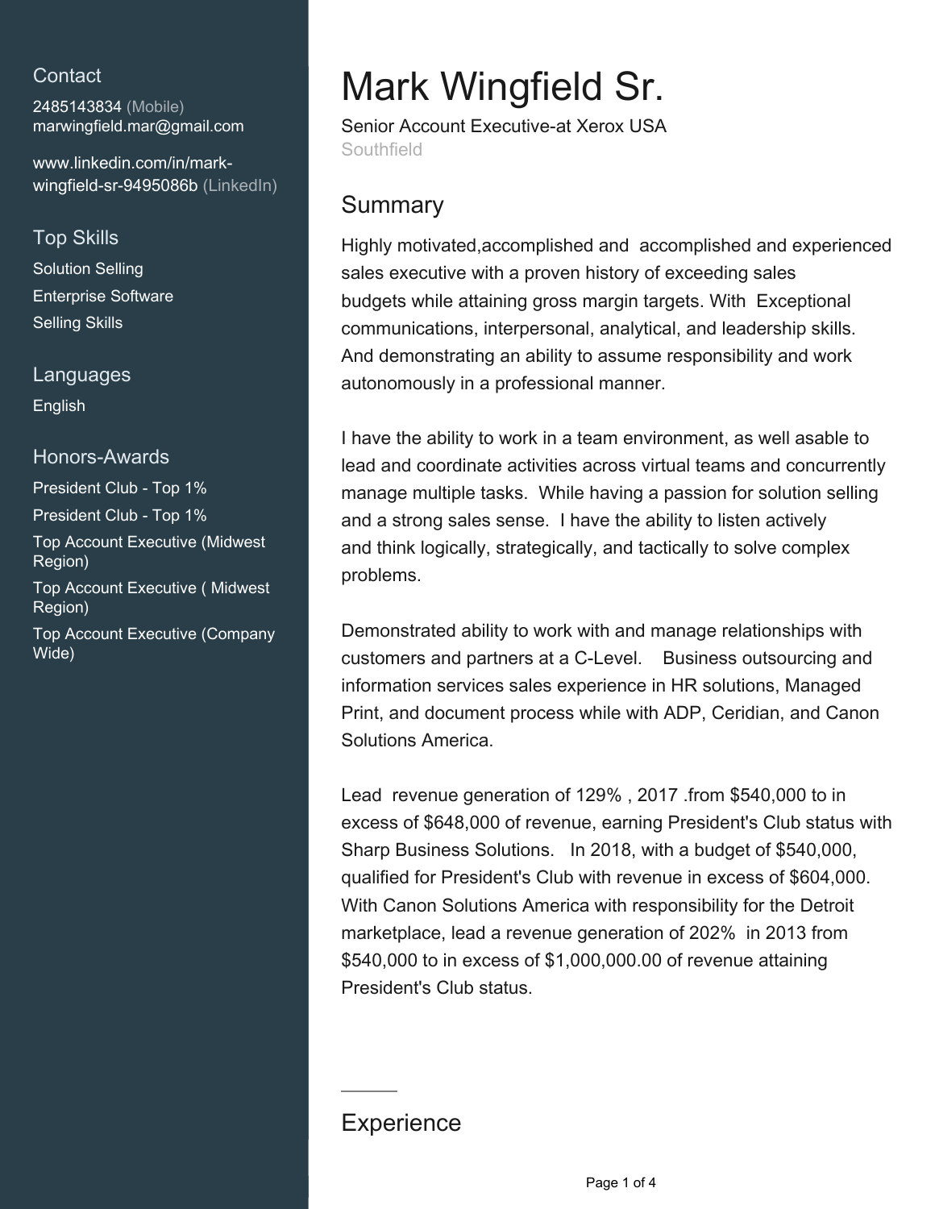## Contact

2485143834 (Mobile)
marwingfield.mar@gmail.com

www.linkedin.com/in/mark-wingfield-sr-9495086b (LinkedIn)

## Top Skills

Solution Selling
Enterprise Software
Selling Skills

## Languages

English

## Honors-Awards

President Club - Top 1%
President Club - Top 1%
Top Account Executive (Midwest Region)
Top Account Executive ( Midwest Region)
Top Account Executive (Company Wide)

# Mark Wingfield Sr.

Senior Account Executive-at Xerox USA
Southfield

## Summary

Highly motivated,accomplished and accomplished and experienced sales executive with a proven history of exceeding sales budgets while attaining gross margin targets. With Exceptional communications, interpersonal, analytical, and leadership skills. And demonstrating an ability to assume responsibility and work autonomously in a professional manner.

I have the ability to work in a team environment, as well asable to lead and coordinate activities across virtual teams and concurrently manage multiple tasks. While having a passion for solution selling and a strong sales sense. I have the ability to listen actively and think logically, strategically, and tactically to solve complex problems.

Demonstrated ability to work with and manage relationships with customers and partners at a C-Level. Business outsourcing and information services sales experience in HR solutions, Managed Print, and document process while with ADP, Ceridian, and Canon Solutions America.

Lead revenue generation of 129% , 2017 .from $540,000 to in excess of $648,000 of revenue, earning President's Club status with Sharp Business Solutions. In 2018, with a budget of $540,000, qualified for President's Club with revenue in excess of $604,000. With Canon Solutions America with responsibility for the Detroit marketplace, lead a revenue generation of 202% in 2013 from $540,000 to in excess of $1,000,000.00 of revenue attaining President's Club status.

## Experience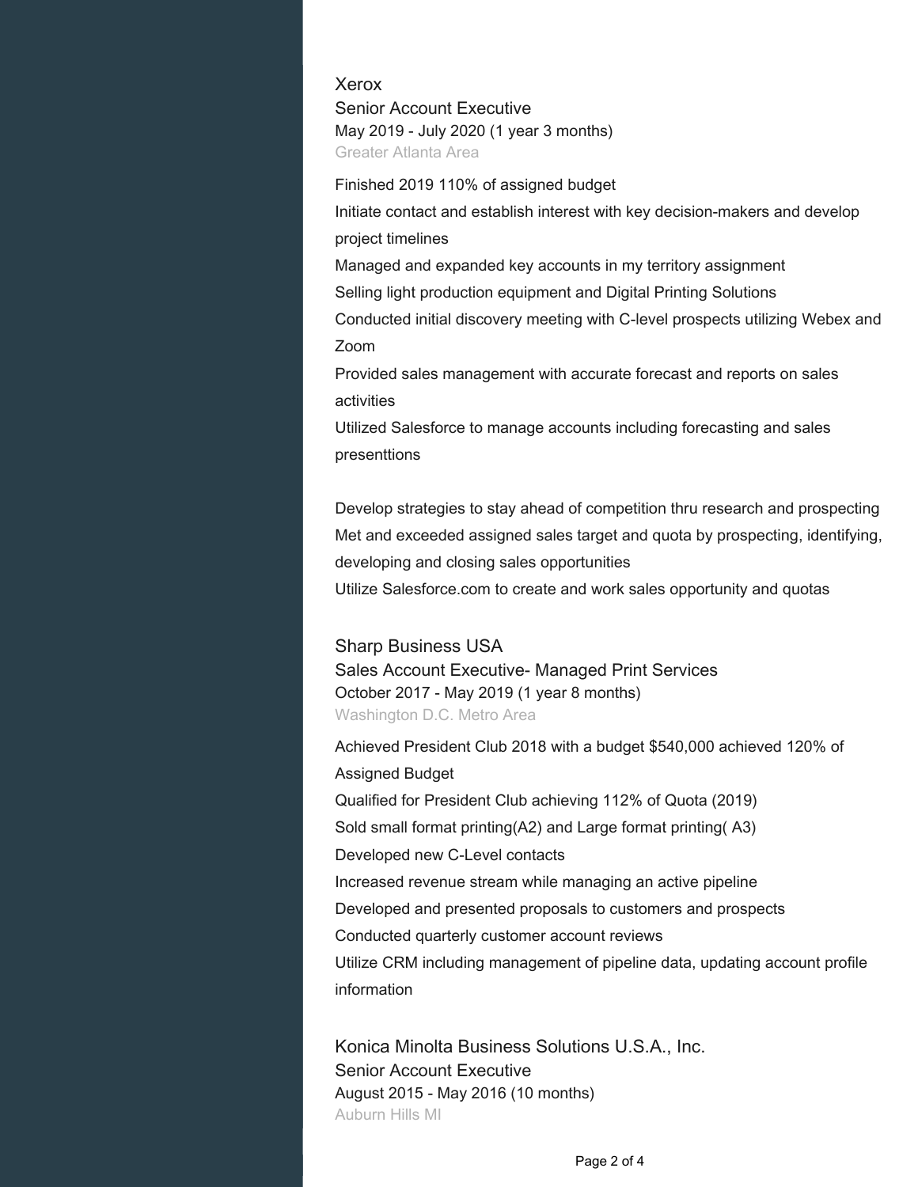### Xerox

**Senior Account Executive**

May 2019 - July 2020 (1 year 3 months)

Greater Atlanta Area

Finished 2019 110% of assigned budget
Initiate contact and establish interest with key decision-makers and develop project timelines
Managed and expanded key accounts in my territory assignment
Selling light production equipment and Digital Printing Solutions
Conducted initial discovery meeting with C-level prospects utilizing Webex and Zoom
Provided sales management with accurate forecast and reports on sales activities
Utilized Salesforce to manage accounts including forecasting and sales presenttions

Develop strategies to stay ahead of competition thru research and prospecting
Met and exceeded assigned sales target and quota by prospecting, identifying, developing and closing sales opportunities
Utilize Salesforce.com to create and work sales opportunity and quotas

### Sharp Business USA

**Sales Account Executive- Managed Print Services**

October 2017 - May 2019 (1 year 8 months)

Washington D.C. Metro Area

Achieved President Club 2018 with a budget $540,000 achieved 120% of Assigned Budget
Qualified for President Club achieving 112% of Quota (2019)
Sold small format printing(A2) and Large format printing( A3)
Developed new C-Level contacts
Increased revenue stream while managing an active pipeline
Developed and presented proposals to customers and prospects
Conducted quarterly customer account reviews
Utilize CRM including management of pipeline data, updating account profile information

### Konica Minolta Business Solutions U.S.A., Inc.

**Senior Account Executive**

August 2015 - May 2016 (10 months)

Auburn Hills MI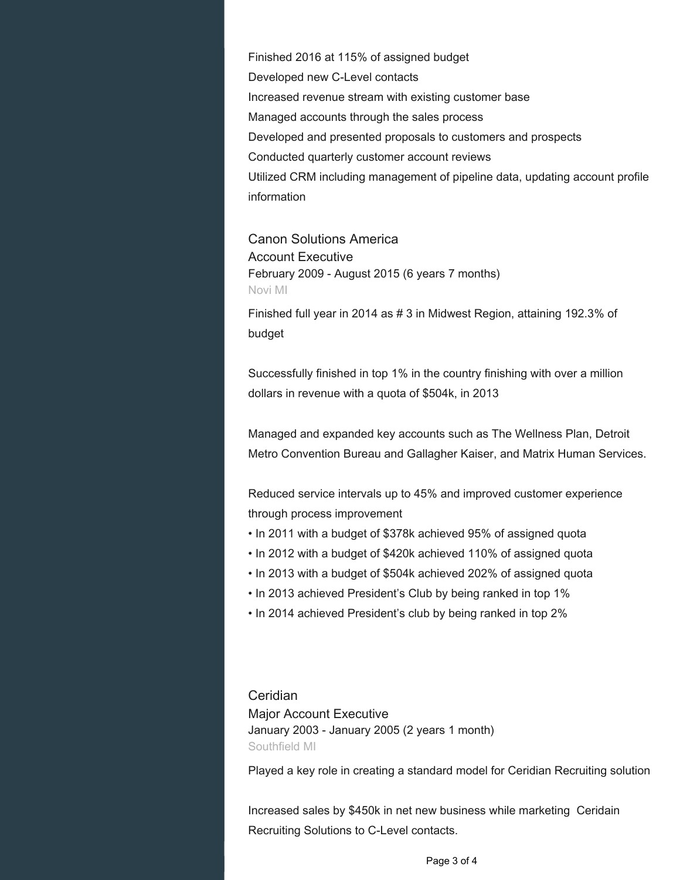Finished 2016 at 115% of assigned budget

Developed new C-Level contacts

Increased revenue stream with existing customer base

Managed accounts through the sales process

Developed and presented proposals to customers and prospects

Conducted quarterly customer account reviews

Utilized CRM including management of pipeline data, updating account profile information

### Canon Solutions America

Account Executive

February 2009 - August 2015 (6 years 7 months)

Novi MI

Finished full year in 2014 as # 3 in Midwest Region, attaining 192.3% of budget

Successfully finished in top 1% in the country finishing with over a million dollars in revenue with a quota of $504k, in 2013

Managed and expanded key accounts such as The Wellness Plan, Detroit Metro Convention Bureau and Gallagher Kaiser, and Matrix Human Services.

Reduced service intervals up to 45% and improved customer experience through process improvement

- In 2011 with a budget of $378k achieved 95% of assigned quota
- In 2012 with a budget of $420k achieved 110% of assigned quota
- In 2013 with a budget of $504k achieved 202% of assigned quota
- In 2013 achieved President's Club by being ranked in top 1%
- In 2014 achieved President's club by being ranked in top 2%

### Ceridian

Major Account Executive

January 2003 - January 2005 (2 years 1 month)

Southfield MI

Played a key role in creating a standard model for Ceridian Recruiting solution

Increased sales by $450k in net new business while marketing Ceridain Recruiting Solutions to C-Level contacts.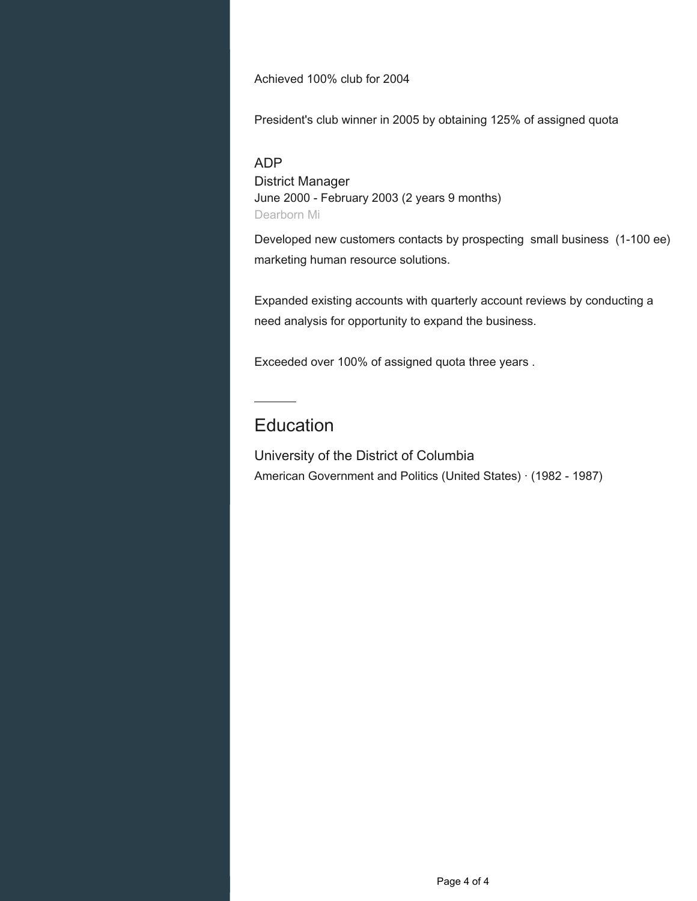Achieved 100% club for 2004

President's club winner in 2005 by obtaining 125% of assigned quota

### ADP

District Manager
June 2000 - February 2003 (2 years 9 months)
Dearborn Mi

Developed new customers contacts by prospecting  small business  (1-100 ee) marketing human resource solutions.

Expanded existing accounts with quarterly account reviews by conducting a need analysis for opportunity to expand the business.

Exceeded over 100% of assigned quota three years .

## Education

### University of the District of Columbia

American Government and Politics (United States) · (1982 - 1987)